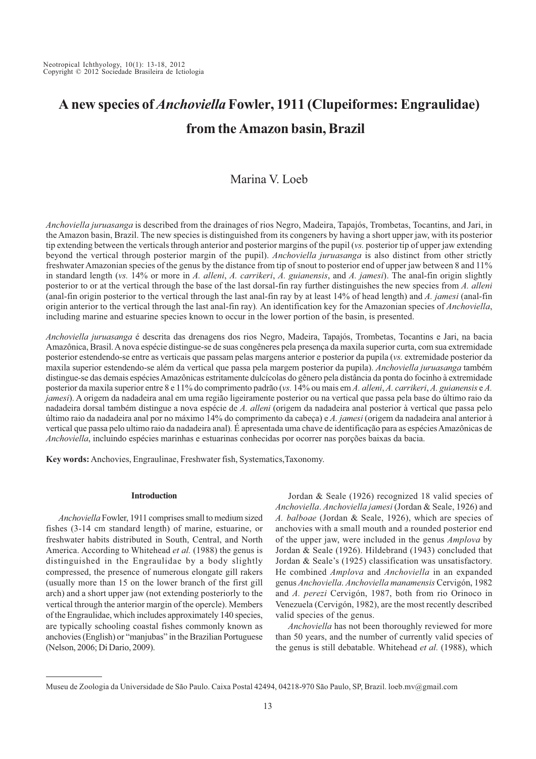# A new species of *Anchoviella* Fowler, 1911 (Clupeiformes: Engraulidae) from the Amazon basin, Brazil

Marina V. Loeb

*Anchoviella juruasanga* is described from the drainages of rios Negro, Madeira, Tapajós, Trombetas, Tocantins, and Jari, in the Amazon basin, Brazil. The new species is distinguished from its congeners by having a short upper jaw, with its posterior tip extending between the verticals through anterior and posterior margins of the pupil (*vs.* posterior tip of upper jaw extending beyond the vertical through posterior margin of the pupil). *Anchoviella juruasanga* is also distinct from other strictly freshwater Amazonian species of the genus by the distance from tip of snout to posterior end of upper jaw between 8 and 11% in standard length (*vs.* 14% or more in *A. alleni*, *A. carrikeri*, *A. guianensis*, and *A. jamesi*). The anal-fin origin slightly posterior to or at the vertical through the base of the last dorsal-fin ray further distinguishes the new species from *A. alleni* (anal-fin origin posterior to the vertical through the last anal-fin ray by at least 14% of head length) and *A. jamesi* (anal-fin origin anterior to the vertical through the last anal-fin ray). An identification key for the Amazonian species of *Anchoviella*, including marine and estuarine species known to occur in the lower portion of the basin, is presented.

*Anchoviella juruasanga* é descrita das drenagens dos rios Negro, Madeira, Tapajós, Trombetas, Tocantins e Jari, na bacia Amazônica, Brasil. A nova espécie distingue-se de suas congêneres pela presença da maxila superior curta, com sua extremidade posterior estendendo-se entre as verticais que passam pelas margens anterior e posterior da pupila (*vs.* extremidade posterior da maxila superior estendendo-se além da vertical que passa pela margem posterior da pupila). *Anchoviella juruasanga* também distingue-se das demais espécies Amazônicas estritamente dulcícolas do gênero pela distância da ponta do focinho à extremidade posterior da maxila superior entre 8 e 11% do comprimento padrão (*vs.* 14% ou mais em *A. alleni*, *A. carrikeri*, *A. guianensis* e *A. jamesi*). A origem da nadadeira anal em uma região ligeiramente posterior ou na vertical que passa pela base do último raio da nadadeira dorsal também distingue a nova espécie de *A. alleni* (origem da nadadeira anal posterior à vertical que passa pelo último raio da nadadeira anal por no máximo 14% do comprimento da cabeça) e *A. jamesi* (origem da nadadeira anal anterior à vertical que passa pelo ultimo raio da nadadeira anal). É apresentada uma chave de identificação para as espécies Amazônicas de *Anchoviella*, incluindo espécies marinhas e estuarinas conhecidas por ocorrer nas porções baixas da bacia.

**Key words:** Anchovies, Engraulinae, Freshwater fish, Systematics, Taxonomy.

## Introduction

*Anchoviella* Fowler, 1911 comprises small to medium sized fishes (3-14 cm standard length) of marine, estuarine, or freshwater habits distributed in South, Central, and North America. According to Whitehead *et al.* (1988) the genus is distinguished in the Engraulidae by a body slightly compressed, the presence of numerous elongate gill rakers (usually more than 15 on the lower branch of the first gill arch) and a short upper jaw (not extending posteriorly to the vertical through the anterior margin of the opercle). Members of the Engraulidae, which includes approximately 140 species, are typically schooling coastal fishes commonly known as anchovies (English) or "manjubas" in the Brazilian Portuguese (Nelson, 2006; Di Dario, 2009).

Jordan & Seale (1926) recognized 18 valid species of *Anchoviella*. *Anchoviella jamesi* (Jordan & Seale, 1926) and *A. balboae* (Jordan & Seale, 1926), which are species of anchovies with a small mouth and a rounded posterior end of the upper jaw, were included in the genus *Amplova* by Jordan & Seale (1926). Hildebrand (1943) concluded that Jordan & Seale's (1925) classification was unsatisfactory. He combined *Amplova* and *Anchoviella* in an expanded genus *Anchoviella*. *Anchoviella manamensis* Cervigón, 1982 and *A. perezi* Cervigón, 1987, both from rio Orinoco in Venezuela (Cervigón, 1982), are the most recently described valid species of the genus.

*Anchoviella* has not been thoroughly reviewed for more than 50 years, and the number of currently valid species of the genus is still debatable. Whitehead *et al.* (1988), which

Museu de Zoologia da Universidade de São Paulo. Caixa Postal 42494, 04218-970 São Paulo, SP, Brazil. loeb.mv@gmail.com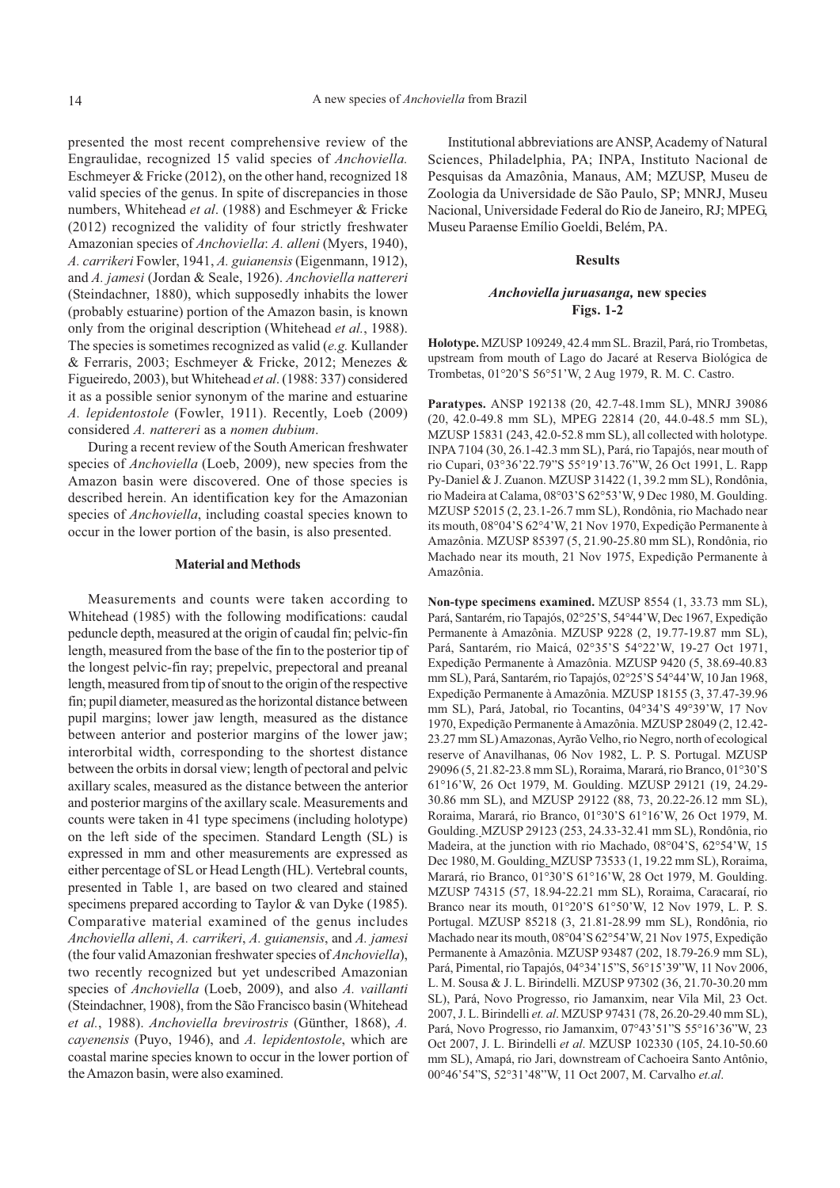presented the most recent comprehensive review of the Engraulidae, recognized 15 valid species of *Anchoviella.* Eschmeyer & Fricke (2012), on the other hand, recognized 18 valid species of the genus. In spite of discrepancies in those numbers, Whitehead *et al*. (1988) and Eschmeyer & Fricke (2012) recognized the validity of four strictly freshwater Amazonian species of *Anchoviella*: *A. alleni* (Myers, 1940), *A. carrikeri* Fowler, 1941, *A. guianensis* (Eigenmann, 1912), and *A. jamesi* (Jordan & Seale, 1926). *Anchoviella nattereri* (Steindachner, 1880), which supposedly inhabits the lower (probably estuarine) portion of the Amazon basin, is known only from the original description (Whitehead *et al.*, 1988). The species is sometimes recognized as valid (*e.g.* Kullander & Ferraris, 2003; Eschmeyer & Fricke, 2012; Menezes & Figueiredo, 2003), but Whitehead *et al*. (1988: 337) considered it as a possible senior synonym of the marine and estuarine *A. lepidentostole* (Fowler, 1911). Recently, Loeb (2009) considered *A. nattereri* as a *nomen dubium*.

During a recent review of the South American freshwater species of *Anchoviella* (Loeb, 2009), new species from the Amazon basin were discovered. One of those species is described herein. An identification key for the Amazonian species of *Anchoviella*, including coastal species known to occur in the lower portion of the basin, is also presented.

## Material and Methods

Measurements and counts were taken according to Whitehead (1985) with the following modifications: caudal peduncle depth, measured at the origin of caudal fin; pelvic-fin length, measured from the base of the fin to the posterior tip of the longest pelvic-fin ray; prepelvic, prepectoral and preanal length, measured from tip of snout to the origin of the respective fin; pupil diameter, measured as the horizontal distance between pupil margins; lower jaw length, measured as the distance between anterior and posterior margins of the lower jaw; interorbital width, corresponding to the shortest distance between the orbits in dorsal view; length of pectoral and pelvic axillary scales, measured as the distance between the anterior and posterior margins of the axillary scale. Measurements and counts were taken in 41 type specimens (including holotype) on the left side of the specimen. Standard Length (SL) is expressed in mm and other measurements are expressed as either percentage of SL or Head Length (HL). Vertebral counts, presented in Table 1, are based on two cleared and stained specimens prepared according to Taylor & van Dyke (1985). Comparative material examined of the genus includes *Anchoviella alleni*, *A. carrikeri*, *A. guianensis*, and *A. jamesi* (the four valid Amazonian freshwater species of *Anchoviella*), two recently recognized but yet undescribed Amazonian species of *Anchoviella* (Loeb, 2009), and also *A. vaillanti* (Steindachner, 1908), from the São Francisco basin (Whitehead *et al.*, 1988). *Anchoviella brevirostris* (Günther, 1868), *A. cayenensis* (Puyo, 1946), and *A. lepidentostole*, which are coastal marine species known to occur in the lower portion of the Amazon basin, were also examined.

Institutional abbreviations are ANSP, Academy of Natural Sciences, Philadelphia, PA; INPA, Instituto Nacional de Pesquisas da Amazônia, Manaus, AM; MZUSP, Museu de Zoologia da Universidade de São Paulo, SP; MNRJ, Museu Nacional, Universidade Federal do Rio de Janeiro, RJ; MPEG, Museu Paraense Emílio Goeldi, Belém, PA.

## Results

### *Anchoviella juruasanga,* new species
**Figs. 1-2**

**Holotype.** MZUSP 109249, 42.4 mm SL. Brazil, Pará, rio Trombetas, upstream from mouth of Lago do Jacaré at Reserva Biológica de Trombetas, 01°20'S 56°51'W, 2 Aug 1979, R. M. C. Castro.

**Paratypes.** ANSP 192138 (20, 42.7-48.1mm SL), MNRJ 39086 (20, 42.0-49.8 mm SL), MPEG 22814 (20, 44.0-48.5 mm SL), MZUSP 15831 (243, 42.0-52.8 mm SL), all collected with holotype. INPA 7104 (30, 26.1-42.3 mm SL), Pará, rio Tapajós, near mouth of rio Cupari, 03°36'22.79"S 55°19'13.76"W, 26 Oct 1991, L. Rapp Py-Daniel & J. Zuanon. MZUSP 31422 (1, 39.2 mm SL), Rondônia, rio Madeira at Calama, 08°03'S 62°53'W, 9 Dec 1980, M. Goulding. MZUSP 52015 (2, 23.1-26.7 mm SL), Rondônia, rio Machado near its mouth, 08°04'S 62°4'W, 21 Nov 1970, Expedição Permanente à Amazônia. MZUSP 85397 (5, 21.90-25.80 mm SL), Rondônia, rio Machado near its mouth, 21 Nov 1975, Expedição Permanente à Amazônia.

**Non-type specimens examined.** MZUSP 8554 (1, 33.73 mm SL), Pará, Santarém, rio Tapajós, 02°25'S, 54°44'W, Dec 1967, Expedição Permanente à Amazônia. MZUSP 9228 (2, 19.77-19.87 mm SL), Pará, Santarém, rio Maicá, 02°35'S 54°22'W, 19-27 Oct 1971, Expedição Permanente à Amazônia. MZUSP 9420 (5, 38.69-40.83 mm SL), Pará, Santarém, rio Tapajós, 02°25'S 54°44'W, 10 Jan 1968, Expedição Permanente à Amazônia. MZUSP 18155 (3, 37.47-39.96 mm SL), Pará, Jatobal, rio Tocantins, 04°34'S 49°39'W, 17 Nov 1970, Expedição Permanente à Amazônia. MZUSP 28049 (2, 12.42-23.27 mm SL) Amazonas, Ayrão Velho, rio Negro, north of ecological reserve of Anavilhanas, 06 Nov 1982, L. P. S. Portugal. MZUSP 29096 (5, 21.82-23.8 mm SL), Roraima, Marará, rio Branco, 01°30'S 61°16'W, 26 Oct 1979, M. Goulding. MZUSP 29121 (19, 24.29-30.86 mm SL), and MZUSP 29122 (88, 73, 20.22-26.12 mm SL), Roraima, Marará, rio Branco, 01°30'S 61°16'W, 26 Oct 1979, M. Goulding. MZUSP 29123 (253, 24.33-32.41 mm SL), Rondônia, rio Madeira, at the junction with rio Machado, 08°04'S, 62°54'W, 15 Dec 1980, M. Goulding. MZUSP 73533 (1, 19.22 mm SL), Roraima, Marará, rio Branco, 01°30'S 61°16'W, 28 Oct 1979, M. Goulding. MZUSP 74315 (57, 18.94-22.21 mm SL), Roraima, Caracaraí, rio Branco near its mouth, 01°20'S 61°50'W, 12 Nov 1979, L. P. S. Portugal. MZUSP 85218 (3, 21.81-28.99 mm SL), Rondônia, rio Machado near its mouth, 08°04'S 62°54'W, 21 Nov 1975, Expedição Permanente à Amazônia. MZUSP 93487 (202, 18.79-26.9 mm SL), Pará, Pimental, rio Tapajós, 04°34'15"S, 56°15'39"W, 11 Nov 2006, L. M. Sousa & J. L. Birindelli. MZUSP 97302 (36, 21.70-30.20 mm SL), Pará, Novo Progresso, rio Jamanxim, near Vila Mil, 23 Oct. 2007, J. L. Birindelli *et. al*. MZUSP 97431 (78, 26.20-29.40 mm SL), Pará, Novo Progresso, rio Jamanxim, 07°43'51"S 55°16'36"W, 23 Oct 2007, J. L. Birindelli *et al*. MZUSP 102330 (105, 24.10-50.60 mm SL), Amapá, rio Jari, downstream of Cachoeira Santo Antônio, 00°46'54"S, 52°31'48"W, 11 Oct 2007, M. Carvalho *et.al*.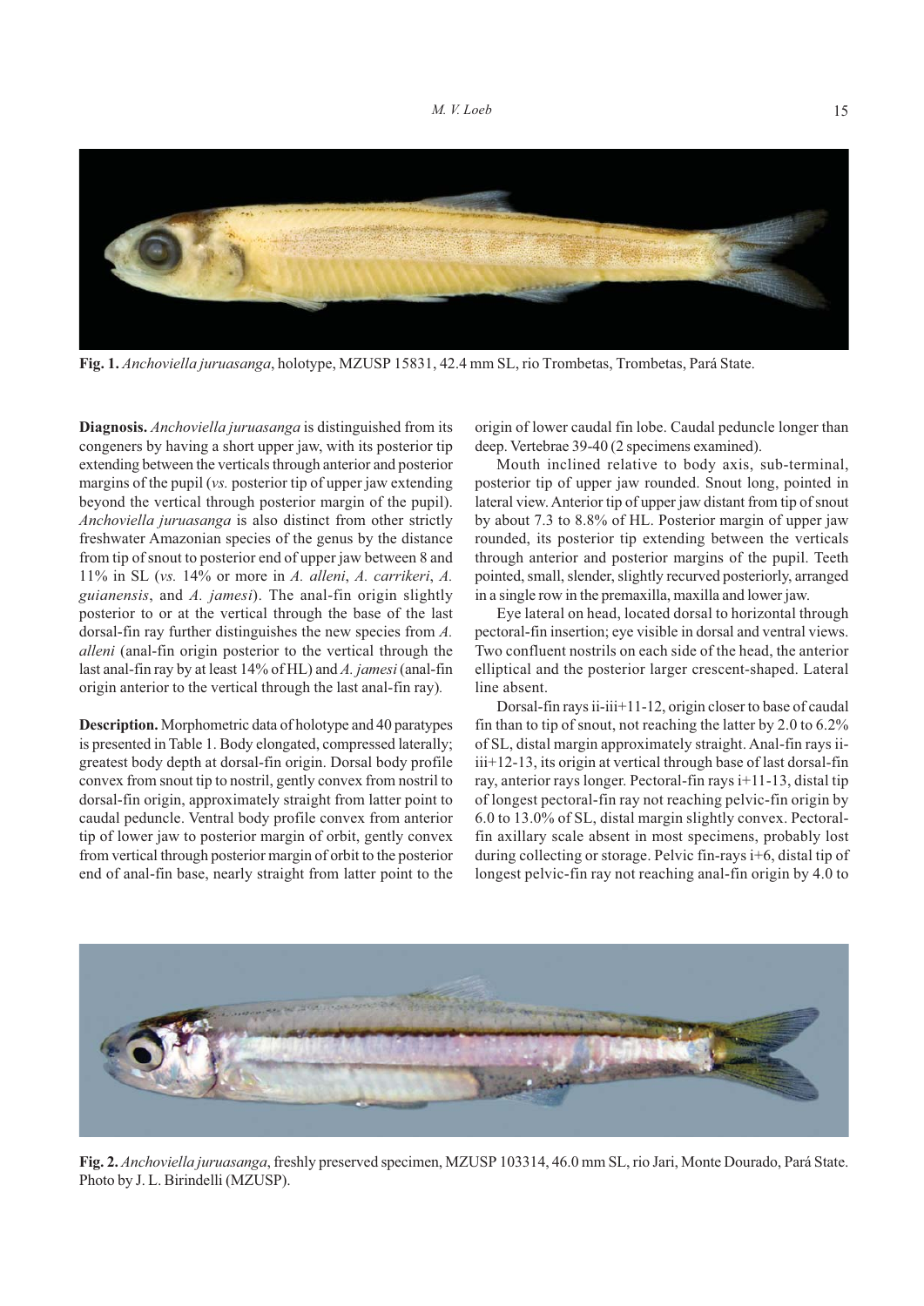**Fig. 1.** *Anchoviella juruasanga*, holotype, MZUSP 15831, 42.4 mm SL, rio Trombetas, Trombetas, Pará State.

**Diagnosis.** *Anchoviella juruasanga* is distinguished from its congeners by having a short upper jaw, with its posterior tip extending between the verticals through anterior and posterior margins of the pupil (*vs.* posterior tip of upper jaw extending beyond the vertical through posterior margin of the pupil). *Anchoviella juruasanga* is also distinct from other strictly freshwater Amazonian species of the genus by the distance from tip of snout to posterior end of upper jaw between 8 and 11% in SL (*vs.* 14% or more in *A. alleni*, *A. carrikeri*, *A. guianensis*, and *A. jamesi*). The anal-fin origin slightly posterior to or at the vertical through the base of the last dorsal-fin ray further distinguishes the new species from *A. alleni* (anal-fin origin posterior to the vertical through the last anal-fin ray by at least 14% of HL) and *A. jamesi* (anal-fin origin anterior to the vertical through the last anal-fin ray).

**Description.** Morphometric data of holotype and 40 paratypes is presented in Table 1. Body elongated, compressed laterally; greatest body depth at dorsal-fin origin. Dorsal body profile convex from snout tip to nostril, gently convex from nostril to dorsal-fin origin, approximately straight from latter point to caudal peduncle. Ventral body profile convex from anterior tip of lower jaw to posterior margin of orbit, gently convex from vertical through posterior margin of orbit to the posterior end of anal-fin base, nearly straight from latter point to the origin of lower caudal fin lobe. Caudal peduncle longer than deep. Vertebrae 39-40 (2 specimens examined).

Mouth inclined relative to body axis, sub-terminal, posterior tip of upper jaw rounded. Snout long, pointed in lateral view. Anterior tip of upper jaw distant from tip of snout by about 7.3 to 8.8% of HL. Posterior margin of upper jaw rounded, its posterior tip extending between the verticals through anterior and posterior margins of the pupil. Teeth pointed, small, slender, slightly recurved posteriorly, arranged in a single row in the premaxilla, maxilla and lower jaw.

Eye lateral on head, located dorsal to horizontal through pectoral-fin insertion; eye visible in dorsal and ventral views. Two confluent nostrils on each side of the head, the anterior elliptical and the posterior larger crescent-shaped. Lateral line absent.

Dorsal-fin rays ii-iii+11-12, origin closer to base of caudal fin than to tip of snout, not reaching the latter by 2.0 to 6.2% of SL, distal margin approximately straight. Anal-fin rays ii-iii+12-13, its origin at vertical through base of last dorsal-fin ray, anterior rays longer. Pectoral-fin rays i+11-13, distal tip of longest pectoral-fin ray not reaching pelvic-fin origin by 6.0 to 13.0% of SL, distal margin slightly convex. Pectoral-fin axillary scale absent in most specimens, probably lost during collecting or storage. Pelvic fin-rays i+6, distal tip of longest pelvic-fin ray not reaching anal-fin origin by 4.0 to

**Fig. 2.** *Anchoviella juruasanga*, freshly preserved specimen, MZUSP 103314, 46.0 mm SL, rio Jari, Monte Dourado, Pará State. Photo by J. L. Birindelli (MZUSP).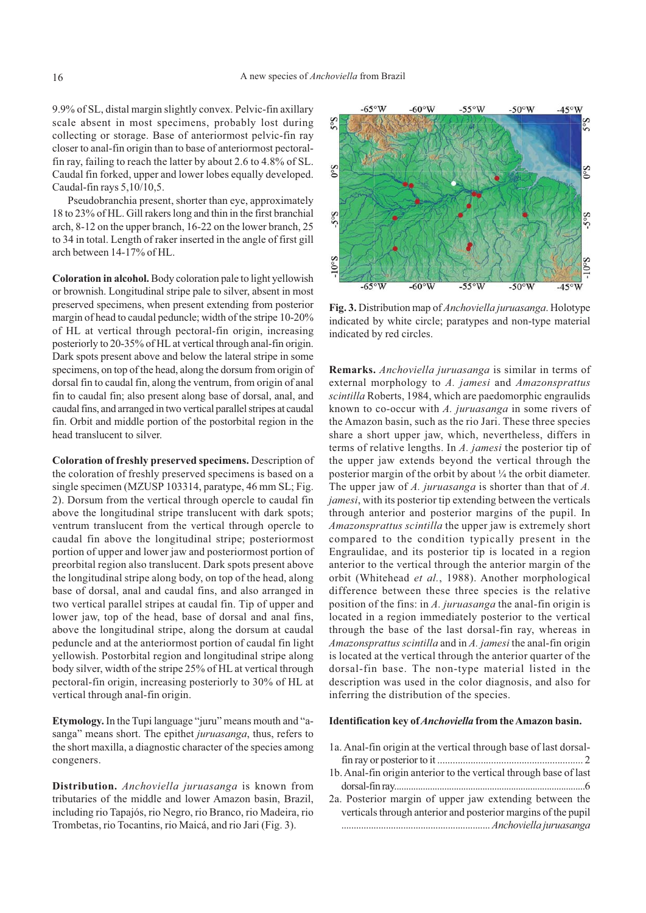9.9% of SL, distal margin slightly convex. Pelvic-fin axillary scale absent in most specimens, probably lost during collecting or storage. Base of anteriormost pelvic-fin ray closer to anal-fin origin than to base of anteriormost pectoral-fin ray, failing to reach the latter by about 2.6 to 4.8% of SL. Caudal fin forked, upper and lower lobes equally developed. Caudal-fin rays 5,10/10,5.

Pseudobranchia present, shorter than eye, approximately 18 to 23% of HL. Gill rakers long and thin in the first branchial arch, 8-12 on the upper branch, 16-22 on the lower branch, 25 to 34 in total. Length of raker inserted in the angle of first gill arch between 14-17% of HL.

**Coloration in alcohol.** Body coloration pale to light yellowish or brownish. Longitudinal stripe pale to silver, absent in most preserved specimens, when present extending from posterior margin of head to caudal peduncle; width of the stripe 10-20% of HL at vertical through pectoral-fin origin, increasing posteriorly to 20-35% of HL at vertical through anal-fin origin. Dark spots present above and below the lateral stripe in some specimens, on top of the head, along the dorsum from origin of dorsal fin to caudal fin, along the ventrum, from origin of anal fin to caudal fin; also present along base of dorsal, anal, and caudal fins, and arranged in two vertical parallel stripes at caudal fin. Orbit and middle portion of the postorbital region in the head translucent to silver.

**Coloration of freshly preserved specimens.** Description of the coloration of freshly preserved specimens is based on a single specimen (MZUSP 103314, paratype, 46 mm SL; Fig. 2). Dorsum from the vertical through opercle to caudal fin above the longitudinal stripe translucent with dark spots; ventrum translucent from the vertical through opercle to caudal fin above the longitudinal stripe; posteriormost portion of upper and lower jaw and posteriormost portion of preorbital region also translucent. Dark spots present above the longitudinal stripe along body, on top of the head, along base of dorsal, anal and caudal fins, and also arranged in two vertical parallel stripes at caudal fin. Tip of upper and lower jaw, top of the head, base of dorsal and anal fins, above the longitudinal stripe, along the dorsum at caudal peduncle and at the anteriormost portion of caudal fin light yellowish. Postorbital region and longitudinal stripe along body silver, width of the stripe 25% of HL at vertical through pectoral-fin origin, increasing posteriorly to 30% of HL at vertical through anal-fin origin.

**Etymology.** In the Tupi language "juru" means mouth and "a-sanga" means short. The epithet *juruasanga*, thus, refers to the short maxilla, a diagnostic character of the species among congeners.

**Distribution.** *Anchoviella juruasanga* is known from tributaries of the middle and lower Amazon basin, Brazil, including rio Tapajós, rio Negro, rio Branco, rio Madeira, rio Trombetas, rio Tocantins, rio Maicá, and rio Jari (Fig. 3).

**Fig. 3.** Distribution map of *Anchoviella juruasanga*. Holotype indicated by white circle; paratypes and non-type material indicated by red circles.

**Remarks.** *Anchoviella juruasanga* is similar in terms of external morphology to *A. jamesi* and *Amazonsprattus scintilla* Roberts, 1984, which are paedomorphic engraulids known to co-occur with *A. juruasanga* in some rivers of the Amazon basin, such as the rio Jari. These three species share a short upper jaw, which, nevertheless, differs in terms of relative lengths. In *A. jamesi* the posterior tip of the upper jaw extends beyond the vertical through the posterior margin of the orbit by about ¼ the orbit diameter. The upper jaw of *A. juruasanga* is shorter than that of *A. jamesi*, with its posterior tip extending between the verticals through anterior and posterior margins of the pupil. In *Amazonsprattus scintilla* the upper jaw is extremely short compared to the condition typically present in the Engraulidae, and its posterior tip is located in a region anterior to the vertical through the anterior margin of the orbit (Whitehead *et al.*, 1988). Another morphological difference between these three species is the relative position of the fins: in *A. juruasanga* the anal-fin origin is located in a region immediately posterior to the vertical through the base of the last dorsal-fin ray, whereas in *Amazonsprattus scintilla* and in *A. jamesi* the anal-fin origin is located at the vertical through the anterior quarter of the dorsal-fin base. The non-type material listed in the description was used in the color diagnosis, and also for inferring the distribution of the species.

**Identification key of *Anchoviella* from the Amazon basin.**

1a. Anal-fin origin at the vertical through base of last dorsal-fin ray or posterior to it ........................................................ 2
1b. Anal-fin origin anterior to the vertical through base of last dorsal-fin ray.............................................................................6
2a. Posterior margin of upper jaw extending between the verticals through anterior and posterior margins of the pupil ............................................................ *Anchoviella juruasanga*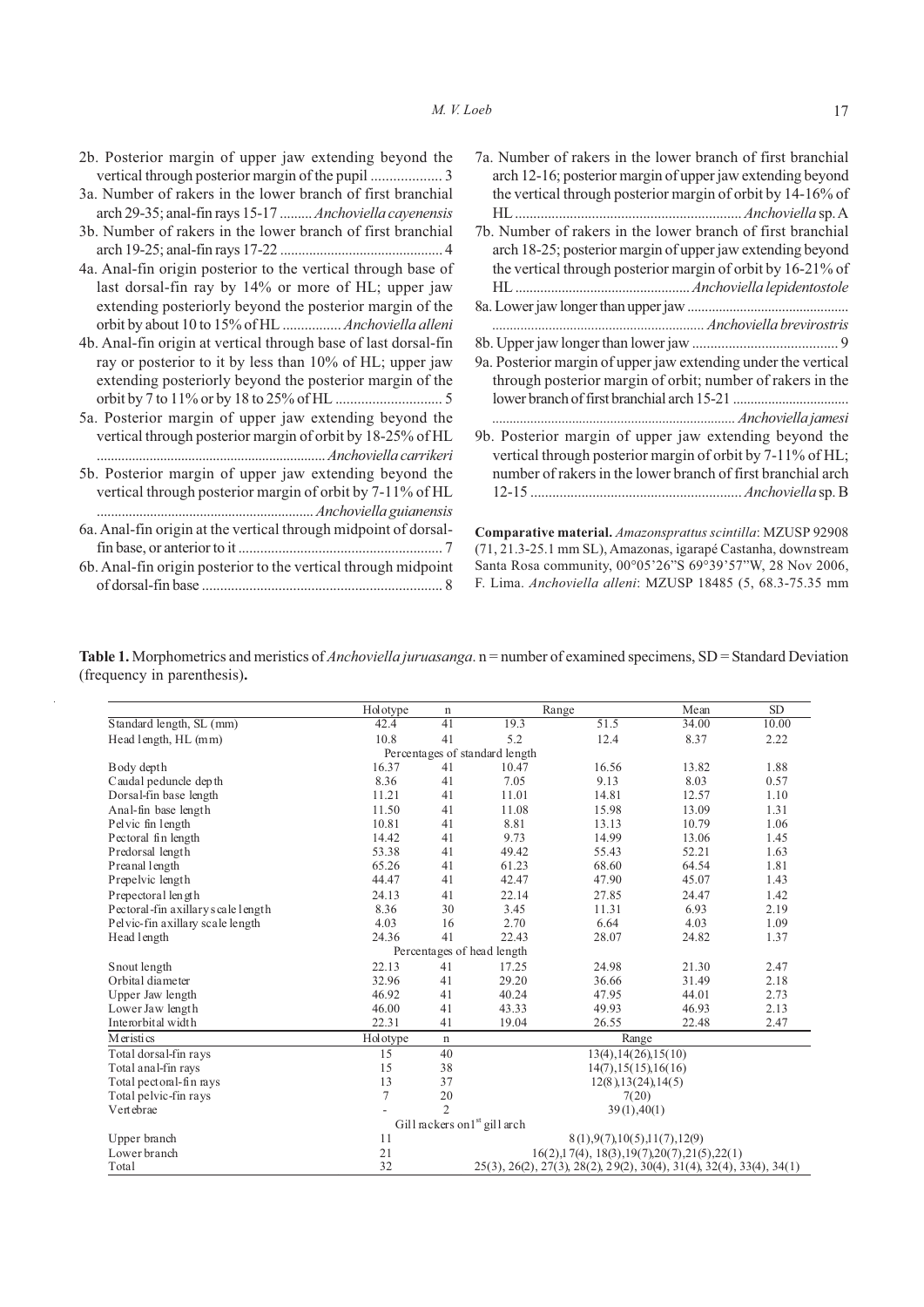2b. Posterior margin of upper jaw extending beyond the vertical through posterior margin of the pupil ................... 3

3a. Number of rakers in the lower branch of first branchial arch 29-35; anal-fin rays 15-17 ......... *Anchoviella cayenensis*

3b. Number of rakers in the lower branch of first branchial arch 19-25; anal-fin rays 17-22 ............................................ 4

4a. Anal-fin origin posterior to the vertical through base of last dorsal-fin ray by 14% or more of HL; upper jaw extending posteriorly beyond the posterior margin of the orbit by about 10 to 15% of HL ................ *Anchoviella alleni*

4b. Anal-fin origin at vertical through base of last dorsal-fin ray or posterior to it by less than 10% of HL; upper jaw extending posteriorly beyond the posterior margin of the orbit by 7 to 11% or by 18 to 25% of HL ............................ 5

5a. Posterior margin of upper jaw extending beyond the vertical through posterior margin of orbit by 18-25% of HL ................................................................ *Anchoviella carrikeri*

5b. Posterior margin of upper jaw extending beyond the vertical through posterior margin of orbit by 7-11% of HL ............................................................ *Anchoviella guianensis*

6a. Anal-fin origin at the vertical through midpoint of dorsal-fin base, or anterior to it ........................................................ 7

6b. Anal-fin origin posterior to the vertical through midpoint of dorsal-fin base ................................................................. 8

7a. Number of rakers in the lower branch of first branchial arch 12-16; posterior margin of upper jaw extending beyond the vertical through posterior margin of orbit by 14-16% of HL .............................................................. *Anchoviella* sp. A

7b. Number of rakers in the lower branch of first branchial arch 18-25; posterior margin of upper jaw extending beyond the vertical through posterior margin of orbit by 16-21% of HL ................................................. *Anchoviella lepidentostole*

8a. Lower jaw longer than upper jaw ............................................ ........................................................... *Anchoviella brevirostris*

8b. Upper jaw longer than lower jaw ........................................ 9

9a. Posterior margin of upper jaw extending under the vertical through posterior margin of orbit; number of rakers in the lower branch of first branchial arch 15-21 ................................ ..................................................................... *Anchoviella jamesi*

9b. Posterior margin of upper jaw extending beyond the vertical through posterior margin of orbit by 7-11% of HL; number of rakers in the lower branch of first branchial arch 12-15 ........................................................... *Anchoviella* sp. B

**Comparative material.** *Amazonsprattus scintilla*: MZUSP 92908 (71, 21.3-25.1 mm SL), Amazonas, igarapé Castanha, downstream Santa Rosa community, 00°05'26"S 69°39'57"W, 28 Nov 2006, F. Lima. *Anchoviella alleni*: MZUSP 18485 (5, 68.3-75.35 mm

**Table 1.** Morphometrics and meristics of *Anchoviella juruasanga*. n = number of examined specimens, SD = Standard Deviation (frequency in parenthesis).

| | Holotype | n | Range | | Mean | SD |
|---|---|---|---|---|---|---|
| Standard length, SL (mm) | 42.4 | 41 | 19.3 | 51.5 | 34.00 | 10.00 |
| Head length, HL (mm) | 10.8 | 41 | 5.2 | 12.4 | 8.37 | 2.22 |
| Percentages of standard length | | | | | | |
| Body depth | 16.37 | 41 | 10.47 | 16.56 | 13.82 | 1.88 |
| Caudal peduncle depth | 8.36 | 41 | 7.05 | 9.13 | 8.03 | 0.57 |
| Dorsal-fin base length | 11.21 | 41 | 11.01 | 14.81 | 12.57 | 1.10 |
| Anal-fin base length | 11.50 | 41 | 11.08 | 15.98 | 13.09 | 1.31 |
| Pelvic fin length | 10.81 | 41 | 8.81 | 13.13 | 10.79 | 1.06 |
| Pectoral fin length | 14.42 | 41 | 9.73 | 14.99 | 13.06 | 1.45 |
| Predorsal length | 53.38 | 41 | 49.42 | 55.43 | 52.21 | 1.63 |
| Preanal length | 65.26 | 41 | 61.23 | 68.60 | 64.54 | 1.81 |
| Prepelvic length | 44.47 | 41 | 42.47 | 47.90 | 45.07 | 1.43 |
| Prepectoral length | 24.13 | 41 | 22.14 | 27.85 | 24.47 | 1.42 |
| Pectoral-fin axillary scale length | 8.36 | 30 | 3.45 | 11.31 | 6.93 | 2.19 |
| Pelvic-fin axillary scale length | 4.03 | 16 | 2.70 | 6.64 | 4.03 | 1.09 |
| Head length | 24.36 | 41 | 22.43 | 28.07 | 24.82 | 1.37 |
| Percentages of head length | | | | | | |
| Snout length | 22.13 | 41 | 17.25 | 24.98 | 21.30 | 2.47 |
| Orbital diameter | 32.96 | 41 | 29.20 | 36.66 | 31.49 | 2.18 |
| Upper Jaw length | 46.92 | 41 | 40.24 | 47.95 | 44.01 | 2.73 |
| Lower Jaw length | 46.00 | 41 | 43.33 | 49.93 | 46.93 | 2.13 |
| Interorbital width | 22.31 | 41 | 19.04 | 26.55 | 22.48 | 2.47 |
| Meristics | Holotype | n | Range | | | |
| Total dorsal-fin rays | 15 | 40 | 13(4),14(26),15(10) | | | |
| Total anal-fin rays | 15 | 38 | 14(7),15(15),16(16) | | | |
| Total pectoral-fin rays | 13 | 37 | 12(8),13(24),14(5) | | | |
| Total pelvic-fin rays | 7 | 20 | 7(20) | | | |
| Vertebrae | - | 2 | 39(1),40(1) | | | |
| Gill rackers on 1st gill arch | | | | | | |
| Upper branch | 11 | | 8(1),9(7),10(5),11(7),12(9) | | | |
| Lower branch | 21 | | 16(2),17(4), 18(3),19(7),20(7),21(5),22(1) | | | |
| Total | 32 | | 25(3), 26(2), 27(3), 28(2), 29(2), 30(4), 31(4), 32(4), 33(4), 34(1) | | | |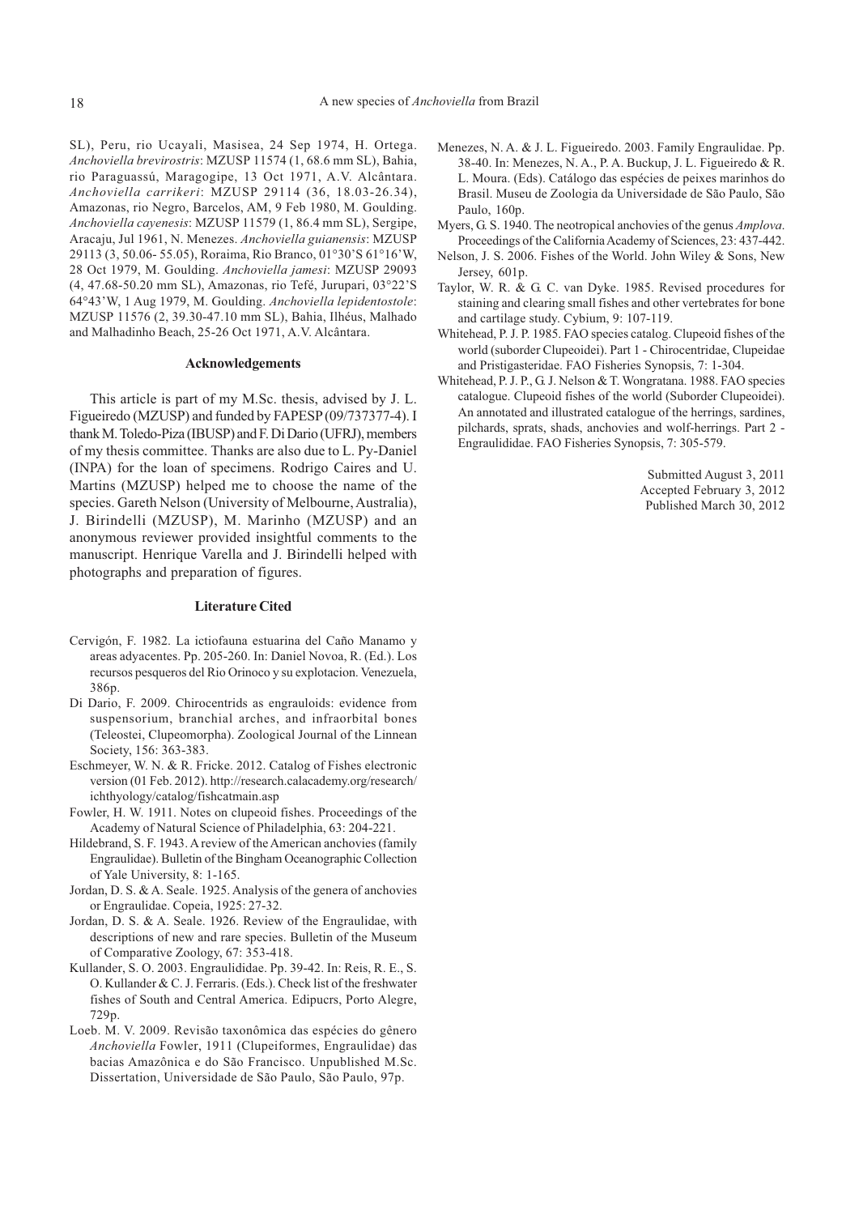SL), Peru, rio Ucayali, Masisea, 24 Sep 1974, H. Ortega. *Anchoviella brevirostris*: MZUSP 11574 (1, 68.6 mm SL), Bahia, rio Paraguassú, Maragogipe, 13 Oct 1971, A.V. Alcântara. *Anchoviella carrikeri*: MZUSP 29114 (36, 18.03-26.34), Amazonas, rio Negro, Barcelos, AM, 9 Feb 1980, M. Goulding. *Anchoviella cayenesis*: MZUSP 11579 (1, 86.4 mm SL), Sergipe, Aracaju, Jul 1961, N. Menezes. *Anchoviella guianensis*: MZUSP 29113 (3, 50.06- 55.05), Roraima, Rio Branco, 01°30'S 61°16'W, 28 Oct 1979, M. Goulding. *Anchoviella jamesi*: MZUSP 29093 (4, 47.68-50.20 mm SL), Amazonas, rio Tefé, Jurupari, 03°22'S 64°43'W, 1 Aug 1979, M. Goulding. *Anchoviella lepidentostole*: MZUSP 11576 (2, 39.30-47.10 mm SL), Bahia, Ilhéus, Malhado and Malhadinho Beach, 25-26 Oct 1971, A.V. Alcântara.

## Acknowledgements

This article is part of my M.Sc. thesis, advised by J. L. Figueiredo (MZUSP) and funded by FAPESP (09/737377-4). I thank M. Toledo-Piza (IBUSP) and F. Di Dario (UFRJ), members of my thesis committee. Thanks are also due to L. Py-Daniel (INPA) for the loan of specimens. Rodrigo Caires and U. Martins (MZUSP) helped me to choose the name of the species. Gareth Nelson (University of Melbourne, Australia), J. Birindelli (MZUSP), M. Marinho (MZUSP) and an anonymous reviewer provided insightful comments to the manuscript. Henrique Varella and J. Birindelli helped with photographs and preparation of figures.

## Literature Cited

Cervigón, F. 1982. La ictiofauna estuarina del Caño Manamo y areas adyacentes. Pp. 205-260. In: Daniel Novoa, R. (Ed.). Los recursos pesqueros del Rio Orinoco y su explotacion. Venezuela, 386p.

Di Dario, F. 2009. Chirocentrids as engrauloids: evidence from suspensorium, branchial arches, and infraorbital bones (Teleostei, Clupeomorpha). Zoological Journal of the Linnean Society, 156: 363-383.

Eschmeyer, W. N. & R. Fricke. 2012. Catalog of Fishes electronic version (01 Feb. 2012). http://research.calacademy.org/research/ichthyology/catalog/fishcatmain.asp

Fowler, H. W. 1911. Notes on clupeoid fishes. Proceedings of the Academy of Natural Science of Philadelphia, 63: 204-221.

Hildebrand, S. F. 1943. A review of the American anchovies (family Engraulidae). Bulletin of the Bingham Oceanographic Collection of Yale University, 8: 1-165.

Jordan, D. S. & A. Seale. 1925. Analysis of the genera of anchovies or Engraulidae. Copeia, 1925: 27-32.

Jordan, D. S. & A. Seale. 1926. Review of the Engraulidae, with descriptions of new and rare species. Bulletin of the Museum of Comparative Zoology, 67: 353-418.

Kullander, S. O. 2003. Engraulididae. Pp. 39-42. In: Reis, R. E., S. O. Kullander & C. J. Ferraris. (Eds.). Check list of the freshwater fishes of South and Central America. Edipucrs, Porto Alegre, 729p.

Loeb. M. V. 2009. Revisão taxonômica das espécies do gênero *Anchoviella* Fowler, 1911 (Clupeiformes, Engraulidae) das bacias Amazônica e do São Francisco. Unpublished M.Sc. Dissertation, Universidade de São Paulo, São Paulo, 97p.

Menezes, N. A. & J. L. Figueiredo. 2003. Family Engraulidae. Pp. 38-40. In: Menezes, N. A., P. A. Buckup, J. L. Figueiredo & R. L. Moura. (Eds). Catálogo das espécies de peixes marinhos do Brasil. Museu de Zoologia da Universidade de São Paulo, São Paulo, 160p.

Myers, G. S. 1940. The neotropical anchovies of the genus *Amplova*. Proceedings of the California Academy of Sciences, 23: 437-442.

Nelson, J. S. 2006. Fishes of the World. John Wiley & Sons, New Jersey, 601p.

Taylor, W. R. & G. C. van Dyke. 1985. Revised procedures for staining and clearing small fishes and other vertebrates for bone and cartilage study. Cybium, 9: 107-119.

Whitehead, P. J. P. 1985. FAO species catalog. Clupeoid fishes of the world (suborder Clupeoidei). Part 1 - Chirocentridae, Clupeidae and Pristigasteridae. FAO Fisheries Synopsis, 7: 1-304.

Whitehead, P. J. P., G. J. Nelson & T. Wongratana. 1988. FAO species catalogue. Clupeoid fishes of the world (Suborder Clupeoidei). An annotated and illustrated catalogue of the herrings, sardines, pilchards, sprats, shads, anchovies and wolf-herrings. Part 2 - Engraulididae. FAO Fisheries Synopsis, 7: 305-579.

Submitted August 3, 2011
Accepted February 3, 2012
Published March 30, 2012